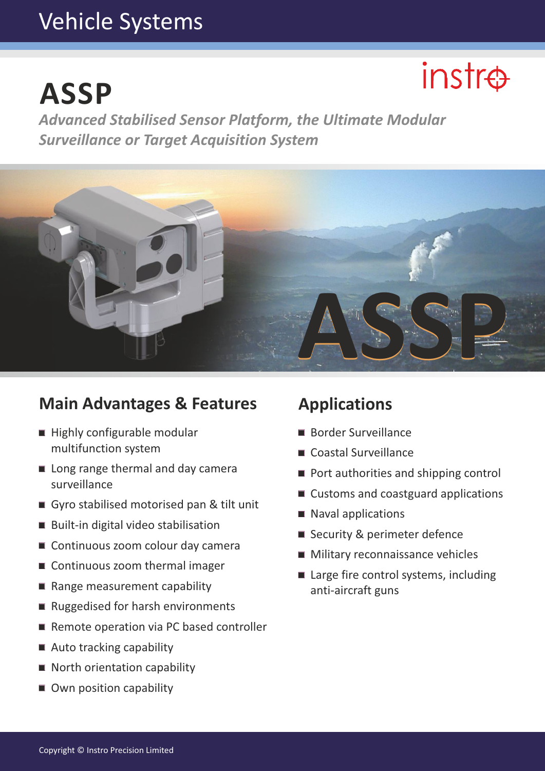Vehicle Systems

instro

# ASSP

*Advanced Stabilised Sensor Platform, the Ultimate Modular Surveillance or Target Acquisition System*

## Main Advantages & Features

- Highly configurable modular multifunction system
- Long range thermal and day camera surveillance
- Gyro stabilised motorised pan & tilt unit
- Built-in digital video stabilisation
- Continuous zoom colour day camera
- Continuous zoom thermal imager
- Range measurement capability
- Ruggedised for harsh environments
- Remote operation via PC based controller
- Auto tracking capability
- North orientation capability
- Own position capability

## Applications

- Border Surveillance
- Coastal Surveillance
- Port authorities and shipping control
- Customs and coastguard applications
- Naval applications
- Security & perimeter defence
- Military reconnaissance vehicles
- Large fire control systems, including anti-aircraft guns

Copyright © Instro Precision Limited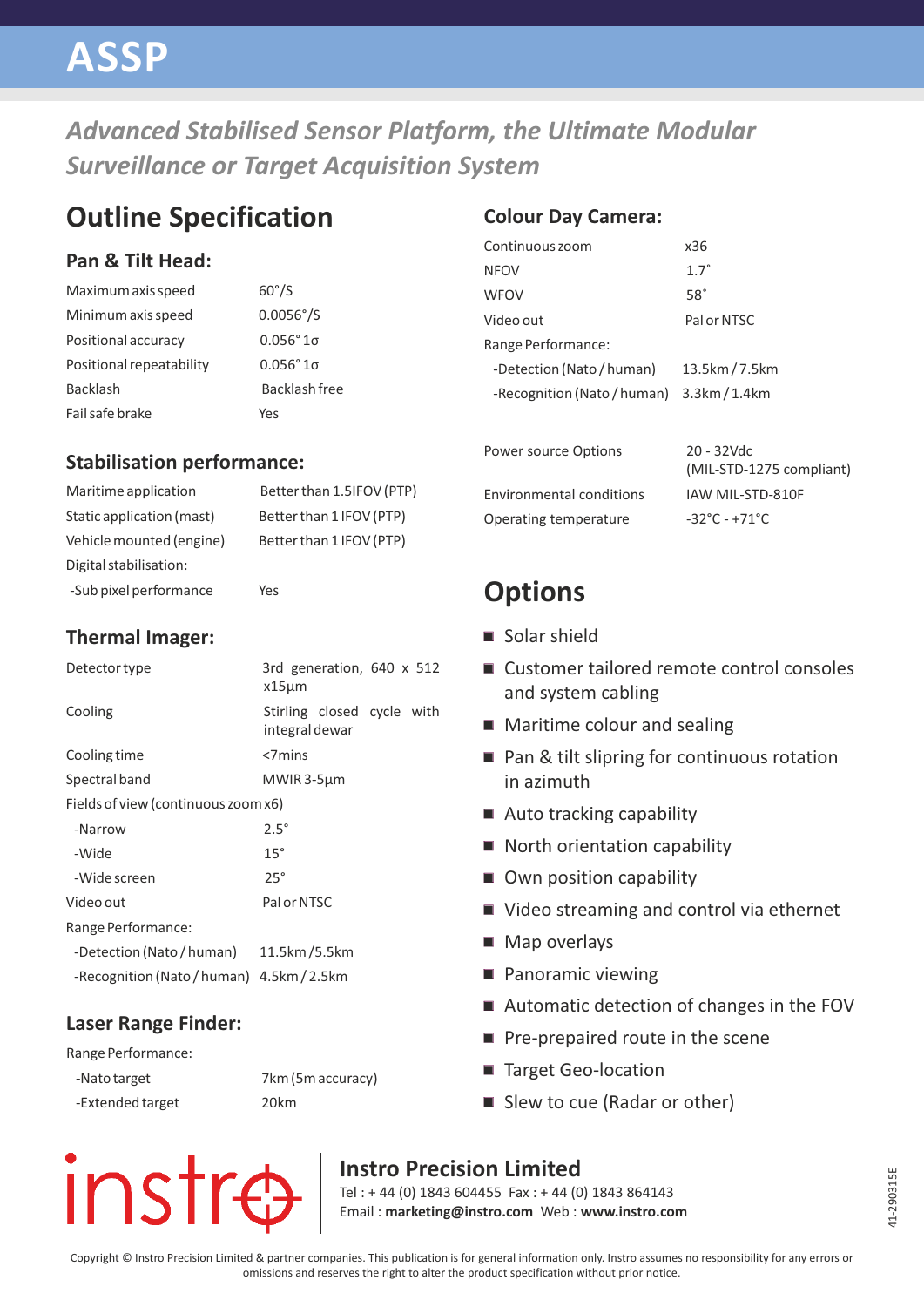# ASSP

*Advanced Stabilised Sensor Platform, the Ultimate Modular Surveillance or Target Acquisition System*

## Outline Specification

### Pan & Tilt Head:

| | |
|---|---|
| Maximum axis speed | 60°/S |
| Minimum axis speed | 0.0056°/S |
| Positional accuracy | 0.056° 1σ |
| Positional repeatability | 0.056° 1σ |
| Backlash | Backlash free |
| Fail safe brake | Yes |

### Stabilisation performance:

| | |
|---|---|
| Maritime application | Better than 1.5IFOV (PTP) |
| Static application (mast) | Better than 1 IFOV (PTP) |
| Vehicle mounted (engine) | Better than 1 IFOV (PTP) |
| Digital stabilisation: | |
| -Sub pixel performance | Yes |

### Thermal Imager:

| | |
|---|---|
| Detector type | 3rd generation, 640 x 512 x15µm |
| Cooling | Stirling closed cycle with integral dewar |
| Cooling time | <7mins |
| Spectral band | MWIR 3-5µm |
| Fields of view (continuous zoom x6) | |
| -Narrow | 2.5° |
| -Wide | 15° |
| -Wide screen | 25° |
| Video out | Pal or NTSC |
| Range Performance: | |
| -Detection (Nato / human) | 11.5km /5.5km |
| -Recognition (Nato / human) | 4.5km / 2.5km |

### Laser Range Finder:

| | |
|---|---|
| Range Performance: | |
| -Nato target | 7km (5m accuracy) |
| -Extended target | 20km |

### Colour Day Camera:

| | |
|---|---|
| Continuous zoom | x36 |
| NFOV | 1.7° |
| WFOV | 58° |
| Video out | Pal or NTSC |
| Range Performance: | |
| -Detection (Nato / human) | 13.5km / 7.5km |
| -Recognition (Nato / human) | 3.3km / 1.4km |

| | |
|---|---|
| Power source Options | 20 - 32Vdc (MIL-STD-1275 compliant) |
| Environmental conditions | IAW MIL-STD-810F |
| Operating temperature | -32°C - +71°C |

## Options

- Solar shield
- Customer tailored remote control consoles and system cabling
- Maritime colour and sealing
- Pan & tilt slipring for continuous rotation in azimuth
- Auto tracking capability
- North orientation capability
- Own position capability
- Video streaming and control via ethernet
- Map overlays
- Panoramic viewing
- Automatic detection of changes in the FOV
- Pre-prepaired route in the scene
- Target Geo-location
- Slew to cue (Radar or other)

instro

**Instro Precision Limited**
Tel : + 44 (0) 1843 604455 Fax : + 44 (0) 1843 864143
Email : **marketing@instro.com** Web : **www.instro.com**

41-290315E

Copyright © Instro Precision Limited & partner companies. This publication is for general information only. Instro assumes no responsibility for any errors or omissions and reserves the right to alter the product specification without prior notice.